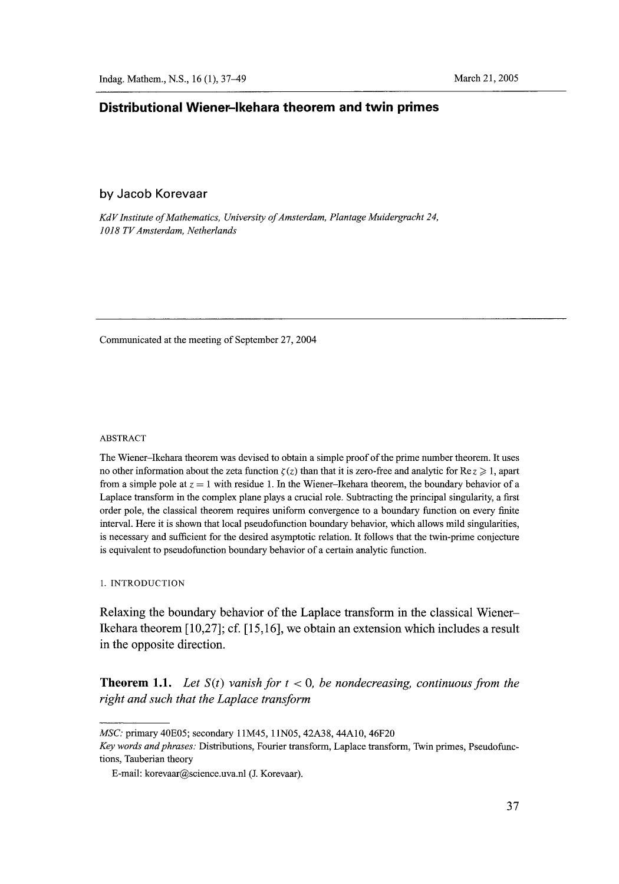# Distributional Wiener–Ikehara theorem and twin primes

by Jacob Korevaar

*KdV Institute of Mathematics, University of Amsterdam, Plantage Muidergracht 24, 1018 TV Amsterdam, Netherlands*

Communicated at the meeting of September 27, 2004

ABSTRACT

The Wiener–Ikehara theorem was devised to obtain a simple proof of the prime number theorem. It uses no other information about the zeta function $\zeta(z)$ than that it is zero-free and analytic for $\operatorname{Re} z \geqslant 1$, apart from a simple pole at $z = 1$ with residue 1. In the Wiener–Ikehara theorem, the boundary behavior of a Laplace transform in the complex plane plays a crucial role. Subtracting the principal singularity, a first order pole, the classical theorem requires uniform convergence to a boundary function on every finite interval. Here it is shown that local pseudofunction boundary behavior, which allows mild singularities, is necessary and sufficient for the desired asymptotic relation. It follows that the twin-prime conjecture is equivalent to pseudofunction boundary behavior of a certain analytic function.

## 1. INTRODUCTION

Relaxing the boundary behavior of the Laplace transform in the classical Wiener–Ikehara theorem [10,27]; cf. [15,16], we obtain an extension which includes a result in the opposite direction.

**Theorem 1.1.** *Let $S(t)$ vanish for $t < 0$, be nondecreasing, continuous from the right and such that the Laplace transform*

---

*MSC:* primary 40E05; secondary 11M45, 11N05, 42A38, 44A10, 46F20

*Key words and phrases:* Distributions, Fourier transform, Laplace transform, Twin primes, Pseudofunctions, Tauberian theory

E-mail: korevaar@science.uva.nl (J. Korevaar).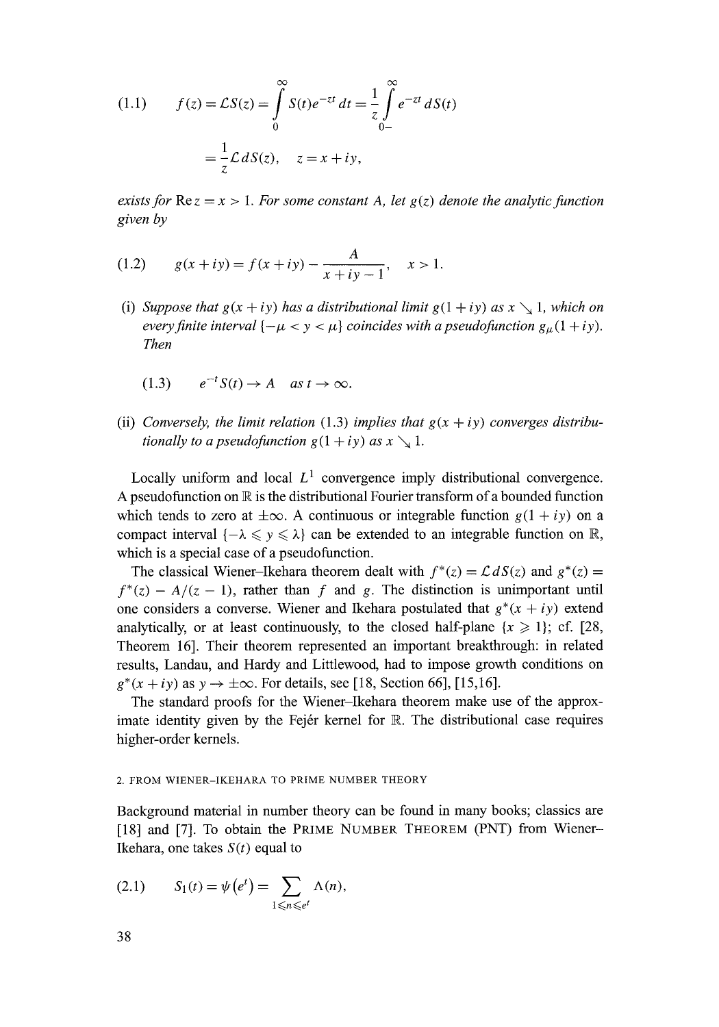$$
(1.1)\qquad f(z) = \mathcal{L}S(z) = \int_0^\infty S(t)e^{-zt}\,dt = \frac{1}{z}\int_{0-}^\infty e^{-zt}\,dS(t)
$$

$$
= \frac{1}{z}\mathcal{L}\,dS(z), \quad z = x + iy,
$$

*exists for* $\operatorname{Re} z = x > 1$. *For some constant* $A$, *let* $g(z)$ *denote the analytic function given by*

$$
(1.2)\qquad g(x+iy) = f(x+iy) - \frac{A}{x+iy-1}, \quad x > 1.
$$

(i) *Suppose that* $g(x+iy)$ *has a distributional limit* $g(1+iy)$ *as* $x \searrow 1$, *which on every finite interval* $\{-\mu < y < \mu\}$ *coincides with a pseudofunction* $g_\mu(1+iy)$. *Then*

$$
(1.3)\qquad e^{-t}S(t) \to A \quad \text{as } t \to \infty.
$$

(ii) *Conversely, the limit relation* (1.3) *implies that* $g(x+iy)$ *converges distributionally to a pseudofunction* $g(1+iy)$ *as* $x \searrow 1$.

Locally uniform and local $L^1$ convergence imply distributional convergence. A pseudofunction on $\mathbb{R}$ is the distributional Fourier transform of a bounded function which tends to zero at $\pm\infty$. A continuous or integrable function $g(1+iy)$ on a compact interval $\{-\lambda \leqslant y \leqslant \lambda\}$ can be extended to an integrable function on $\mathbb{R}$, which is a special case of a pseudofunction.

The classical Wiener–Ikehara theorem dealt with $f^*(z) = \mathcal{L}\,dS(z)$ and $g^*(z) = f^*(z) - A/(z-1)$, rather than $f$ and $g$. The distinction is unimportant until one considers a converse. Wiener and Ikehara postulated that $g^*(x+iy)$ extend analytically, or at least continuously, to the closed half-plane $\{x \geqslant 1\}$; cf. [28, Theorem 16]. Their theorem represented an important breakthrough: in related results, Landau, and Hardy and Littlewood, had to impose growth conditions on $g^*(x+iy)$ as $y \to \pm\infty$. For details, see [18, Section 66], [15,16].

The standard proofs for the Wiener–Ikehara theorem make use of the approximate identity given by the Fejér kernel for $\mathbb{R}$. The distributional case requires higher-order kernels.

## 2. FROM WIENER–IKEHARA TO PRIME NUMBER THEORY

Background material in number theory can be found in many books; classics are [18] and [7]. To obtain the PRIME NUMBER THEOREM (PNT) from Wiener–Ikehara, one takes $S(t)$ equal to

$$
(2.1)\qquad S_1(t) = \psi(e^t) = \sum_{1 \leqslant n \leqslant e^t} \Lambda(n),
$$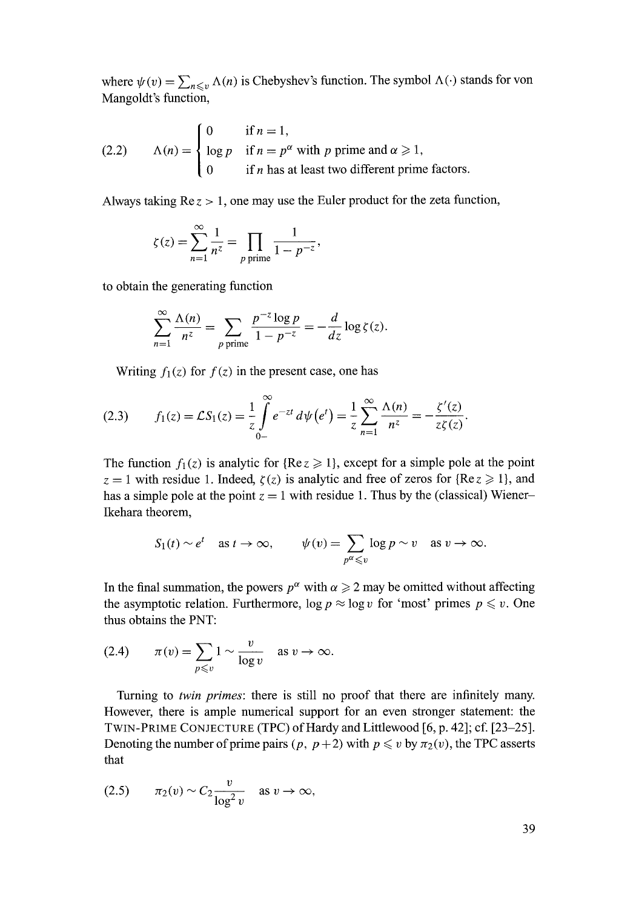where $\psi(v) = \sum_{n \leqslant v} \Lambda(n)$ is Chebyshev's function. The symbol $\Lambda(\cdot)$ stands for von Mangoldt's function,

$$
\Lambda(n) = \begin{cases} 0 & \text{if } n = 1, \\ \log p & \text{if } n = p^\alpha \text{ with } p \text{ prime and } \alpha \geqslant 1, \\ 0 & \text{if } n \text{ has at least two different prime factors.} \end{cases} \tag{2.2}
$$

Always taking $\operatorname{Re} z > 1$, one may use the Euler product for the zeta function,

$$
\zeta(z) = \sum_{n=1}^{\infty} \frac{1}{n^z} = \prod_{p \text{ prime}} \frac{1}{1 - p^{-z}},
$$

to obtain the generating function

$$
\sum_{n=1}^{\infty} \frac{\Lambda(n)}{n^z} = \sum_{p \text{ prime}} \frac{p^{-z} \log p}{1 - p^{-z}} = -\frac{d}{dz} \log \zeta(z).
$$

Writing $f_1(z)$ for $f(z)$ in the present case, one has

$$
f_1(z) = \mathcal{L}S_1(z) = \frac{1}{z} \int_{0-}^{\infty} e^{-zt} \, d\psi(e^t) = \frac{1}{z} \sum_{n=1}^{\infty} \frac{\Lambda(n)}{n^z} = -\frac{\zeta'(z)}{z\zeta(z)}. \tag{2.3}
$$

The function $f_1(z)$ is analytic for $\{\operatorname{Re} z \geqslant 1\}$, except for a simple pole at the point $z = 1$ with residue 1. Indeed, $\zeta(z)$ is analytic and free of zeros for $\{\operatorname{Re} z \geqslant 1\}$, and has a simple pole at the point $z = 1$ with residue 1. Thus by the (classical) Wiener–Ikehara theorem,

$$
S_1(t) \sim e^t \quad \text{as } t \to \infty, \qquad \psi(v) = \sum_{p^\alpha \leqslant v} \log p \sim v \quad \text{as } v \to \infty.
$$

In the final summation, the powers $p^\alpha$ with $\alpha \geqslant 2$ may be omitted without affecting the asymptotic relation. Furthermore, $\log p \approx \log v$ for 'most' primes $p \leqslant v$. One thus obtains the PNT:

$$
\pi(v) = \sum_{p \leqslant v} 1 \sim \frac{v}{\log v} \quad \text{as } v \to \infty. \tag{2.4}
$$

Turning to *twin primes*: there is still no proof that there are infinitely many. However, there is ample numerical support for an even stronger statement: the TWIN-PRIME CONJECTURE (TPC) of Hardy and Littlewood [6, p. 42]; cf. [23–25]. Denoting the number of prime pairs $(p, p+2)$ with $p \leqslant v$ by $\pi_2(v)$, the TPC asserts that

$$
\pi_2(v) \sim C_2 \frac{v}{\log^2 v} \quad \text{as } v \to \infty, \tag{2.5}
$$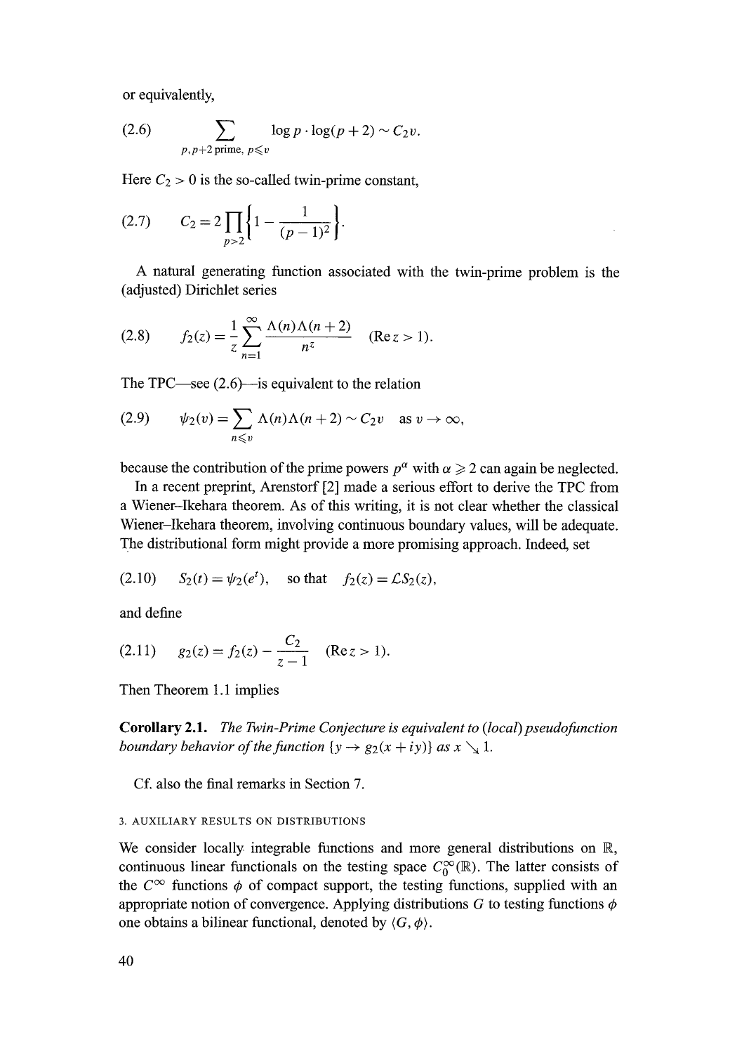or equivalently,

$$\sum_{p,p+2\,\text{prime},\; p\leqslant v} \log p \cdot \log(p+2) \sim C_2 v. \tag{2.6}$$

Here $C_2 > 0$ is the so-called twin-prime constant,

$$C_2 = 2\prod_{p>2}\left\{1 - \frac{1}{(p-1)^2}\right\}. \tag{2.7}$$

A natural generating function associated with the twin-prime problem is the (adjusted) Dirichlet series

$$f_2(z) = \frac{1}{z}\sum_{n=1}^{\infty} \frac{\Lambda(n)\Lambda(n+2)}{n^z} \quad (\operatorname{Re} z > 1). \tag{2.8}$$

The TPC—see (2.6)—is equivalent to the relation

$$\psi_2(v) = \sum_{n\leqslant v} \Lambda(n)\Lambda(n+2) \sim C_2 v \quad \text{as } v \to \infty, \tag{2.9}$$

because the contribution of the prime powers $p^\alpha$ with $\alpha \geqslant 2$ can again be neglected.

In a recent preprint, Arenstorf [2] made a serious effort to derive the TPC from a Wiener–Ikehara theorem. As of this writing, it is not clear whether the classical Wiener–Ikehara theorem, involving continuous boundary values, will be adequate. The distributional form might provide a more promising approach. Indeed, set

$$S_2(t) = \psi_2(e^t), \quad \text{so that} \quad f_2(z) = \mathcal{L}S_2(z), \tag{2.10}$$

and define

$$g_2(z) = f_2(z) - \frac{C_2}{z-1} \quad (\operatorname{Re} z > 1). \tag{2.11}$$

Then Theorem 1.1 implies

**Corollary 2.1.** *The Twin-Prime Conjecture is equivalent to (local) pseudofunction boundary behavior of the function* $\{y \to g_2(x+iy)\}$ *as* $x \searrow 1$.

Cf. also the final remarks in Section 7.

## 3. Auxiliary results on distributions

We consider locally integrable functions and more general distributions on $\mathbb{R}$, continuous linear functionals on the testing space $C_0^\infty(\mathbb{R})$. The latter consists of the $C^\infty$ functions $\phi$ of compact support, the testing functions, supplied with an appropriate notion of convergence. Applying distributions $G$ to testing functions $\phi$ one obtains a bilinear functional, denoted by $\langle G, \phi\rangle$.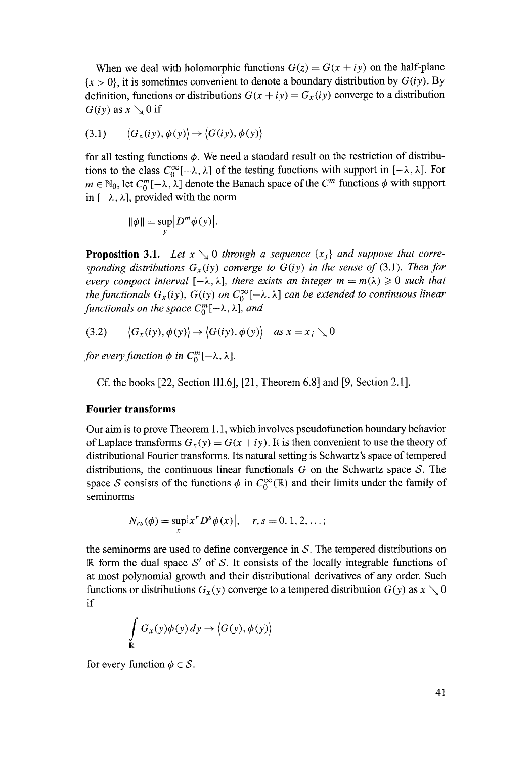When we deal with holomorphic functions $G(z) = G(x + iy)$ on the half-plane $\{x > 0\}$, it is sometimes convenient to denote a boundary distribution by $G(iy)$. By definition, functions or distributions $G(x + iy) = G_x(iy)$ converge to a distribution $G(iy)$ as $x \searrow 0$ if

$$(3.1) \qquad \langle G_x(iy), \phi(y)\rangle \to \langle G(iy), \phi(y)\rangle$$

for all testing functions $\phi$. We need a standard result on the restriction of distributions to the class $C_0^\infty[-\lambda, \lambda]$ of the testing functions with support in $[-\lambda, \lambda]$. For $m \in \mathbb{N}_0$, let $C_0^m[-\lambda, \lambda]$ denote the Banach space of the $C^m$ functions $\phi$ with support in $[-\lambda, \lambda]$, provided with the norm

$$\|\phi\| = \sup_y \left| D^m \phi(y) \right|.$$

**Proposition 3.1.** *Let $x \searrow 0$ through a sequence $\{x_j\}$ and suppose that corresponding distributions $G_x(iy)$ converge to $G(iy)$ in the sense of (3.1). Then for every compact interval $[-\lambda, \lambda]$, there exists an integer $m = m(\lambda) \geqslant 0$ such that the functionals $G_x(iy)$, $G(iy)$ on $C_0^\infty[-\lambda, \lambda]$ can be extended to continuous linear functionals on the space $C_0^m[-\lambda, \lambda]$, and*

$$(3.2) \qquad \langle G_x(iy), \phi(y)\rangle \to \langle G(iy), \phi(y)\rangle \quad \text{as } x = x_j \searrow 0$$

*for every function $\phi$ in $C_0^m[-\lambda, \lambda]$.*

Cf. the books [22, Section III.6], [21, Theorem 6.8] and [9, Section 2.1].

### Fourier transforms

Our aim is to prove Theorem 1.1, which involves pseudofunction boundary behavior of Laplace transforms $G_x(y) = G(x + iy)$. It is then convenient to use the theory of distributional Fourier transforms. Its natural setting is Schwartz's space of tempered distributions, the continuous linear functionals $G$ on the Schwartz space $\mathcal{S}$. The space $\mathcal{S}$ consists of the functions $\phi$ in $C_0^\infty(\mathbb{R})$ and their limits under the family of seminorms

$$N_{rs}(\phi) = \sup_x \left| x^r D^s \phi(x) \right|, \quad r, s = 0, 1, 2, \ldots;$$

the seminorms are used to define convergence in $\mathcal{S}$. The tempered distributions on $\mathbb{R}$ form the dual space $\mathcal{S}'$ of $\mathcal{S}$. It consists of the locally integrable functions of at most polynomial growth and their distributional derivatives of any order. Such functions or distributions $G_x(y)$ converge to a tempered distribution $G(y)$ as $x \searrow 0$ if

$$\int_{\mathbb{R}} G_x(y)\phi(y)\, dy \to \langle G(y), \phi(y)\rangle$$

for every function $\phi \in \mathcal{S}$.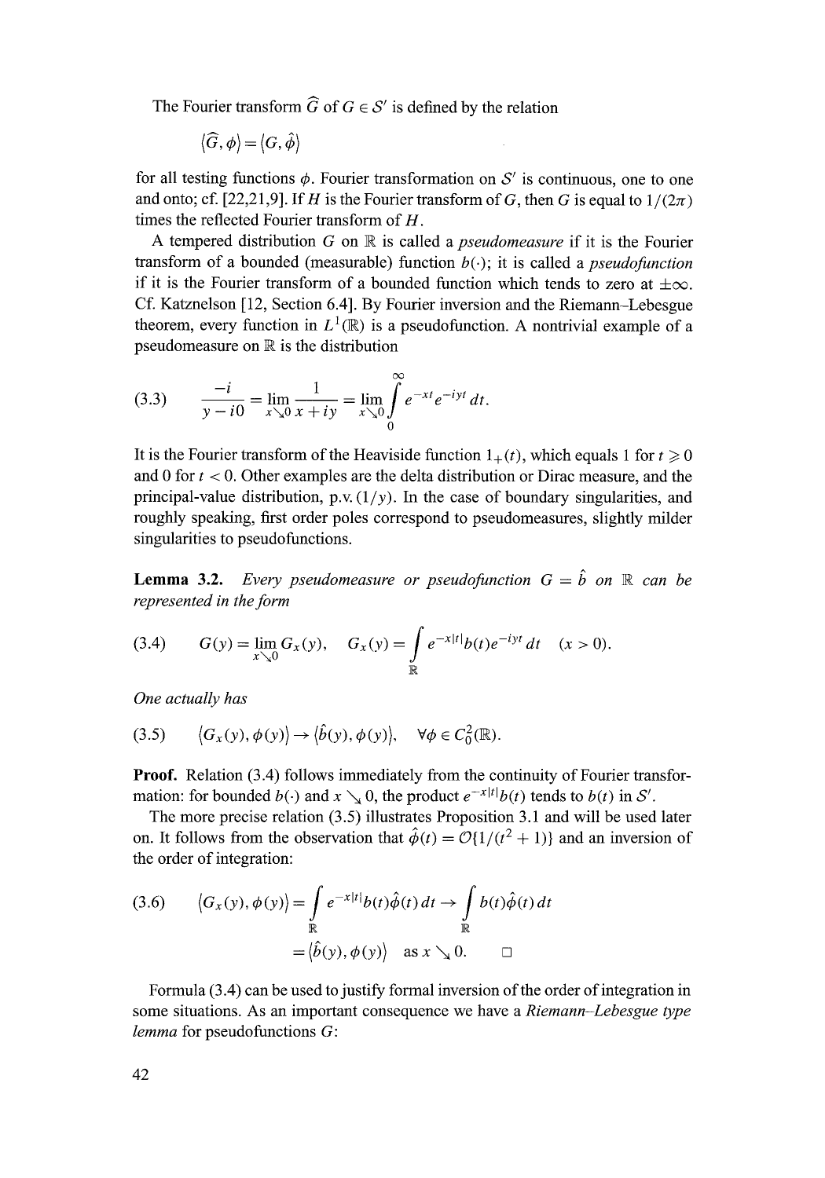The Fourier transform $\widehat{G}$ of $G \in \mathcal{S}'$ is defined by the relation

$$\langle \widehat{G}, \phi \rangle = \langle G, \hat{\phi} \rangle$$

for all testing functions $\phi$. Fourier transformation on $\mathcal{S}'$ is continuous, one to one and onto; cf. [22,21,9]. If $H$ is the Fourier transform of $G$, then $G$ is equal to $1/(2\pi)$ times the reflected Fourier transform of $H$.

A tempered distribution $G$ on $\mathbb{R}$ is called a *pseudomeasure* if it is the Fourier transform of a bounded (measurable) function $b(\cdot)$; it is called a *pseudofunction* if it is the Fourier transform of a bounded function which tends to zero at $\pm\infty$. Cf. Katznelson [12, Section 6.4]. By Fourier inversion and the Riemann–Lebesgue theorem, every function in $L^1(\mathbb{R})$ is a pseudofunction. A nontrivial example of a pseudomeasure on $\mathbb{R}$ is the distribution

$$\text{(3.3)} \qquad \frac{-i}{y - i0} = \lim_{x \searrow 0} \frac{1}{x + iy} = \lim_{x \searrow 0} \int_0^\infty e^{-xt} e^{-iyt}\, dt.$$

It is the Fourier transform of the Heaviside function $1_+(t)$, which equals 1 for $t \geqslant 0$ and 0 for $t < 0$. Other examples are the delta distribution or Dirac measure, and the principal-value distribution, p.v. $(1/y)$. In the case of boundary singularities, and roughly speaking, first order poles correspond to pseudomeasures, slightly milder singularities to pseudofunctions.

**Lemma 3.2.** *Every pseudomeasure or pseudofunction $G = \hat{b}$ on $\mathbb{R}$ can be represented in the form*

$$\text{(3.4)} \qquad G(y) = \lim_{x \searrow 0} G_x(y), \quad G_x(y) = \int_{\mathbb{R}} e^{-x|t|} b(t) e^{-iyt}\, dt \quad (x > 0).$$

*One actually has*

$$\text{(3.5)} \qquad \langle G_x(y), \phi(y) \rangle \to \langle \hat{b}(y), \phi(y) \rangle, \quad \forall \phi \in C_0^2(\mathbb{R}).$$

**Proof.** Relation (3.4) follows immediately from the continuity of Fourier transformation: for bounded $b(\cdot)$ and $x \searrow 0$, the product $e^{-x|t|} b(t)$ tends to $b(t)$ in $\mathcal{S}'$.

The more precise relation (3.5) illustrates Proposition 3.1 and will be used later on. It follows from the observation that $\hat{\phi}(t) = \mathcal{O}\{1/(t^2 + 1)\}$ and an inversion of the order of integration:

$$\text{(3.6)} \qquad \begin{aligned} \langle G_x(y), \phi(y) \rangle &= \int_{\mathbb{R}} e^{-x|t|} b(t) \hat{\phi}(t)\, dt \to \int_{\mathbb{R}} b(t) \hat{\phi}(t)\, dt \\ &= \langle \hat{b}(y), \phi(y) \rangle \quad \text{as } x \searrow 0. \qquad \square \end{aligned}$$

Formula (3.4) can be used to justify formal inversion of the order of integration in some situations. As an important consequence we have a *Riemann–Lebesgue type lemma* for pseudofunctions $G$: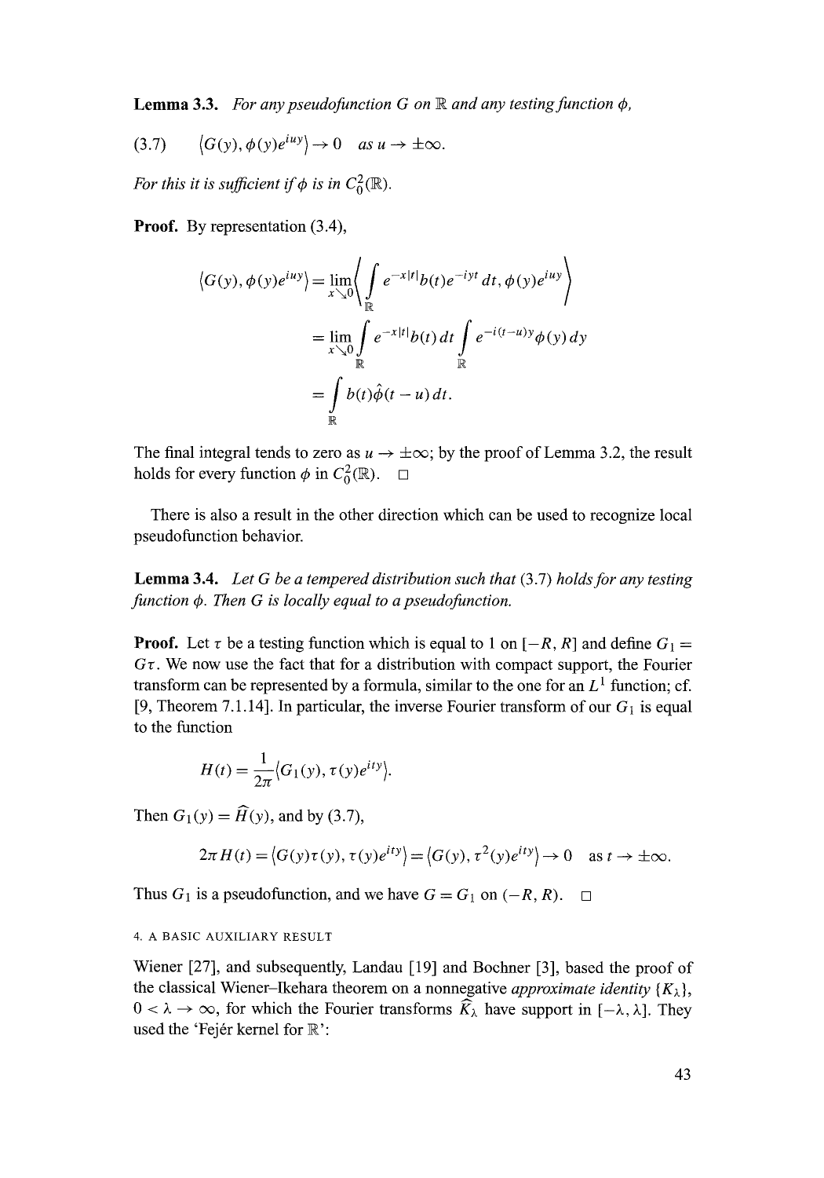**Lemma 3.3.** *For any pseudofunction $G$ on $\mathbb{R}$ and any testing function $\phi$,*

$$\langle G(y), \phi(y)e^{iuy}\rangle \to 0 \quad \text{as } u \to \pm\infty. \tag{3.7}$$

*For this it is sufficient if $\phi$ is in $C_0^2(\mathbb{R})$.*

**Proof.** By representation (3.4),

$$\begin{aligned}
\langle G(y), \phi(y)e^{iuy}\rangle &= \lim_{x\searrow 0}\left\langle \int_{\mathbb{R}} e^{-x|t|}b(t)e^{-iyt}\,dt, \phi(y)e^{iuy}\right\rangle \\
&= \lim_{x\searrow 0}\int_{\mathbb{R}} e^{-x|t|}b(t)\,dt \int_{\mathbb{R}} e^{-i(t-u)y}\phi(y)\,dy \\
&= \int_{\mathbb{R}} b(t)\hat{\phi}(t-u)\,dt.
\end{aligned}$$

The final integral tends to zero as $u \to \pm\infty$; by the proof of Lemma 3.2, the result holds for every function $\phi$ in $C_0^2(\mathbb{R})$. $\square$

There is also a result in the other direction which can be used to recognize local pseudofunction behavior.

**Lemma 3.4.** *Let $G$ be a tempered distribution such that* (3.7) *holds for any testing function $\phi$. Then $G$ is locally equal to a pseudofunction.*

**Proof.** Let $\tau$ be a testing function which is equal to 1 on $[-R, R]$ and define $G_1 = G\tau$. We now use the fact that for a distribution with compact support, the Fourier transform can be represented by a formula, similar to the one for an $L^1$ function; cf. [9, Theorem 7.1.14]. In particular, the inverse Fourier transform of our $G_1$ is equal to the function

$$H(t) = \frac{1}{2\pi}\langle G_1(y), \tau(y)e^{ity}\rangle.$$

Then $G_1(y) = \widehat{H}(y)$, and by (3.7),

$$2\pi H(t) = \langle G(y)\tau(y), \tau(y)e^{ity}\rangle = \langle G(y), \tau^2(y)e^{ity}\rangle \to 0 \quad \text{as } t \to \pm\infty.$$

Thus $G_1$ is a pseudofunction, and we have $G = G_1$ on $(-R, R)$. $\square$

## 4. A BASIC AUXILIARY RESULT

Wiener [27], and subsequently, Landau [19] and Bochner [3], based the proof of the classical Wiener–Ikehara theorem on a nonnegative *approximate identity* $\{K_\lambda\}$, $0 < \lambda \to \infty$, for which the Fourier transforms $\widehat{K}_\lambda$ have support in $[-\lambda, \lambda]$. They used the 'Fejér kernel for $\mathbb{R}$':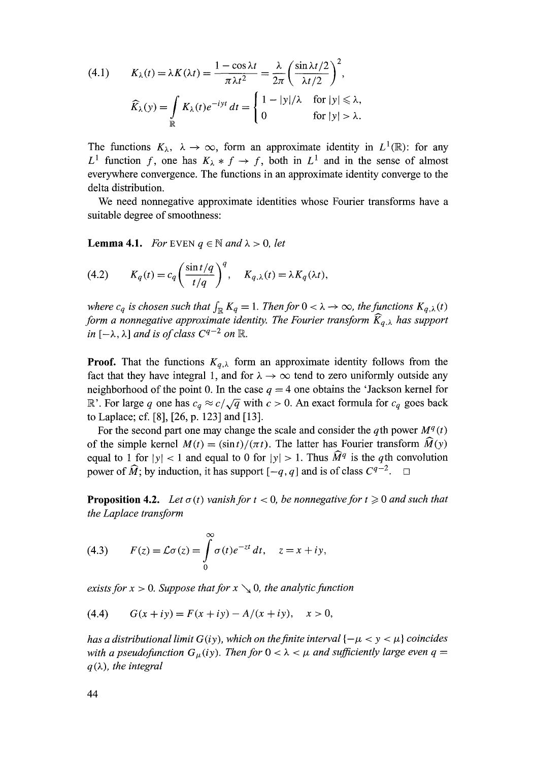$$
(4.1) \qquad K_\lambda(t) = \lambda K(\lambda t) = \frac{1 - \cos \lambda t}{\pi \lambda t^2} = \frac{\lambda}{2\pi} \left( \frac{\sin \lambda t/2}{\lambda t/2} \right)^2,
$$

$$
\widehat{K}_\lambda(y) = \int_{\mathbb{R}} K_\lambda(t) e^{-iyt}\, dt = \begin{cases} 1 - |y|/\lambda & \text{for } |y| \leqslant \lambda, \\ 0 & \text{for } |y| > \lambda. \end{cases}
$$

The functions $K_\lambda$, $\lambda \to \infty$, form an approximate identity in $L^1(\mathbb{R})$: for any $L^1$ function $f$, one has $K_\lambda * f \to f$, both in $L^1$ and in the sense of almost everywhere convergence. The functions in an approximate identity converge to the delta distribution.

We need nonnegative approximate identities whose Fourier transforms have a suitable degree of smoothness:

**Lemma 4.1.** *For* EVEN $q \in \mathbb{N}$ *and* $\lambda > 0$, *let*

$$
(4.2) \qquad K_q(t) = c_q \left( \frac{\sin t/q}{t/q} \right)^q, \quad K_{q,\lambda}(t) = \lambda K_q(\lambda t),
$$

*where $c_q$ is chosen such that $\int_{\mathbb{R}} K_q = 1$. Then for $0 < \lambda \to \infty$, the functions $K_{q,\lambda}(t)$ form a nonnegative approximate identity. The Fourier transform $\widehat{K}_{q,\lambda}$ has support in $[-\lambda, \lambda]$ and is of class $C^{q-2}$ on $\mathbb{R}$.*

**Proof.** That the functions $K_{q,\lambda}$ form an approximate identity follows from the fact that they have integral 1, and for $\lambda \to \infty$ tend to zero uniformly outside any neighborhood of the point 0. In the case $q = 4$ one obtains the 'Jackson kernel for $\mathbb{R}$'. For large $q$ one has $c_q \approx c/\sqrt{q}$ with $c > 0$. An exact formula for $c_q$ goes back to Laplace; cf. [8], [26, p. 123] and [13].

For the second part one may change the scale and consider the $q$th power $M^q(t)$ of the simple kernel $M(t) = (\sin t)/(\pi t)$. The latter has Fourier transform $\widehat{M}(y)$ equal to 1 for $|y| < 1$ and equal to 0 for $|y| > 1$. Thus $\widehat{M^q}$ is the $q$th convolution power of $\widehat{M}$; by induction, it has support $[-q, q]$ and is of class $C^{q-2}$. $\square$

**Proposition 4.2.** *Let $\sigma(t)$ vanish for $t < 0$, be nonnegative for $t \geqslant 0$ and such that the Laplace transform*

$$
(4.3) \qquad F(z) = \mathcal{L}\sigma(z) = \int_0^\infty \sigma(t) e^{-zt}\, dt, \quad z = x + iy,
$$

*exists for $x > 0$. Suppose that for $x \searrow 0$, the analytic function*

$$
(4.4) \qquad G(x + iy) = F(x + iy) - A/(x + iy), \quad x > 0,
$$

*has a distributional limit $G(iy)$, which on the finite interval $\{-\mu < y < \mu\}$ coincides with a pseudofunction $G_\mu(iy)$. Then for $0 < \lambda < \mu$ and sufficiently large even $q = q(\lambda)$, the integral*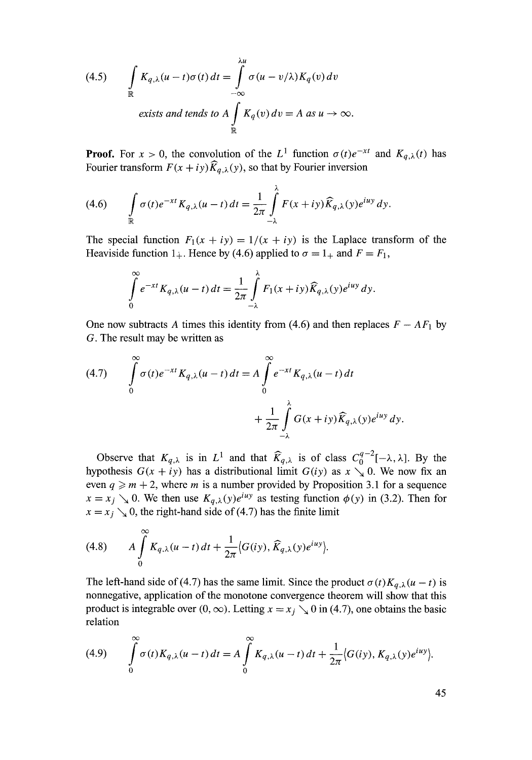$$\int_{\mathbb{R}} K_{q,\lambda}(u-t)\sigma(t)\,dt = \int_{-\infty}^{\lambda u} \sigma(u - v/\lambda) K_q(v)\,dv \tag{4.5}$$

*exists and tends to* $A \int_{\mathbb{R}} K_q(v)\,dv = A$ *as* $u \to \infty$.

**Proof.** For $x > 0$, the convolution of the $L^1$ function $\sigma(t)e^{-xt}$ and $K_{q,\lambda}(t)$ has Fourier transform $F(x+iy)\widehat{K}_{q,\lambda}(y)$, so that by Fourier inversion

$$\int_{\mathbb{R}} \sigma(t)e^{-xt} K_{q,\lambda}(u-t)\,dt = \frac{1}{2\pi}\int_{-\lambda}^{\lambda} F(x+iy)\widehat{K}_{q,\lambda}(y)e^{iuy}\,dy. \tag{4.6}$$

The special function $F_1(x+iy) = 1/(x+iy)$ is the Laplace transform of the Heaviside function $1_+$. Hence by (4.6) applied to $\sigma = 1_+$ and $F = F_1$,

$$\int_0^{\infty} e^{-xt} K_{q,\lambda}(u-t)\,dt = \frac{1}{2\pi}\int_{-\lambda}^{\lambda} F_1(x+iy)\widehat{K}_{q,\lambda}(y)e^{iuy}\,dy.$$

One now subtracts $A$ times this identity from (4.6) and then replaces $F - AF_1$ by $G$. The result may be written as

$$\int_0^{\infty} \sigma(t)e^{-xt} K_{q,\lambda}(u-t)\,dt = A\int_0^{\infty} e^{-xt} K_{q,\lambda}(u-t)\,dt + \frac{1}{2\pi}\int_{-\lambda}^{\lambda} G(x+iy)\widehat{K}_{q,\lambda}(y)e^{iuy}\,dy. \tag{4.7}$$

Observe that $K_{q,\lambda}$ is in $L^1$ and that $\widehat{K}_{q,\lambda}$ is of class $C_0^{q-2}[-\lambda,\lambda]$. By the hypothesis $G(x+iy)$ has a distributional limit $G(iy)$ as $x \searrow 0$. We now fix an even $q \geqslant m+2$, where $m$ is a number provided by Proposition 3.1 for a sequence $x = x_j \searrow 0$. We then use $K_{q,\lambda}(y)e^{iuy}$ as testing function $\phi(y)$ in (3.2). Then for $x = x_j \searrow 0$, the right-hand side of (4.7) has the finite limit

$$A\int_0^{\infty} K_{q,\lambda}(u-t)\,dt + \frac{1}{2\pi}\langle G(iy), \widehat{K}_{q,\lambda}(y)e^{iuy}\rangle. \tag{4.8}$$

The left-hand side of (4.7) has the same limit. Since the product $\sigma(t)K_{q,\lambda}(u-t)$ is nonnegative, application of the monotone convergence theorem will show that this product is integrable over $(0,\infty)$. Letting $x = x_j \searrow 0$ in (4.7), one obtains the basic relation

$$\int_0^{\infty} \sigma(t)K_{q,\lambda}(u-t)\,dt = A\int_0^{\infty} K_{q,\lambda}(u-t)\,dt + \frac{1}{2\pi}\langle G(iy), K_{q,\lambda}(y)e^{iuy}\rangle. \tag{4.9}$$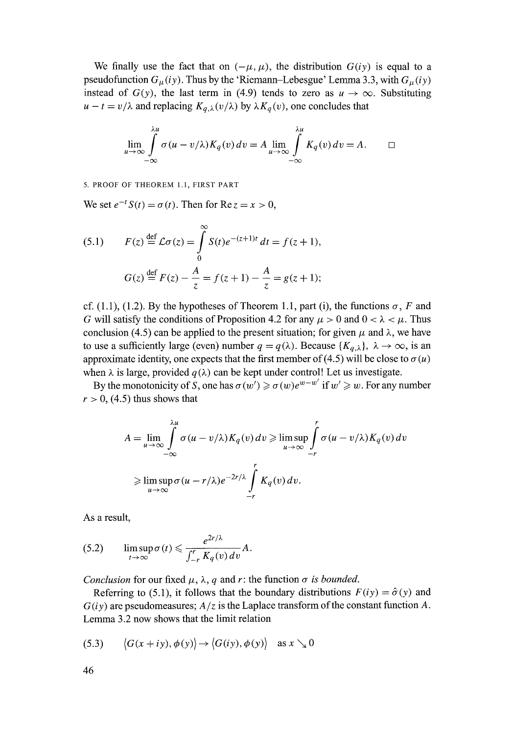We finally use the fact that on $(-\mu, \mu)$, the distribution $G(iy)$ is equal to a pseudofunction $G_\mu(iy)$. Thus by the 'Riemann–Lebesgue' Lemma 3.3, with $G_\mu(iy)$ instead of $G(y)$, the last term in (4.9) tends to zero as $u \to \infty$. Substituting $u - t = v/\lambda$ and replacing $K_{q,\lambda}(v/\lambda)$ by $\lambda K_q(v)$, one concludes that

$$\lim_{u\to\infty} \int_{-\infty}^{\lambda u} \sigma(u - v/\lambda) K_q(v)\, dv = A \lim_{u\to\infty} \int_{-\infty}^{\lambda u} K_q(v)\, dv = A. \qquad \square$$

## 5. PROOF OF THEOREM 1.1, FIRST PART

We set $e^{-t}S(t) = \sigma(t)$. Then for $\operatorname{Re} z = x > 0$,

$$(5.1) \qquad F(z) \stackrel{\text{def}}{=} \mathcal{L}\sigma(z) = \int_0^\infty S(t) e^{-(z+1)t}\, dt = f(z+1),$$

$$G(z) \stackrel{\text{def}}{=} F(z) - \frac{A}{z} = f(z+1) - \frac{A}{z} = g(z+1);$$

cf. (1.1), (1.2). By the hypotheses of Theorem 1.1, part (i), the functions $\sigma$, $F$ and $G$ will satisfy the conditions of Proposition 4.2 for any $\mu > 0$ and $0 < \lambda < \mu$. Thus conclusion (4.5) can be applied to the present situation; for given $\mu$ and $\lambda$, we have to use a sufficiently large (even) number $q = q(\lambda)$. Because $\{K_{q,\lambda}\}$, $\lambda \to \infty$, is an approximate identity, one expects that the first member of (4.5) will be close to $\sigma(u)$ when $\lambda$ is large, provided $q(\lambda)$ can be kept under control! Let us investigate.

By the monotonicity of $S$, one has $\sigma(w') \geqslant \sigma(w)e^{w-w'}$ if $w' \geqslant w$. For any number $r > 0$, (4.5) thus shows that

$$A = \lim_{u\to\infty} \int_{-\infty}^{\lambda u} \sigma(u - v/\lambda) K_q(v)\, dv \geqslant \limsup_{u\to\infty} \int_{-r}^{r} \sigma(u - v/\lambda) K_q(v)\, dv$$

$$\geqslant \limsup_{u\to\infty} \sigma(u - r/\lambda) e^{-2r/\lambda} \int_{-r}^{r} K_q(v)\, dv.$$

As a result,

$$(5.2) \qquad \limsup_{t\to\infty} \sigma(t) \leqslant \frac{e^{2r/\lambda}}{\int_{-r}^{r} K_q(v)\, dv} A.$$

*Conclusion* for our fixed $\mu$, $\lambda$, $q$ and $r$: the function $\sigma$ *is bounded.*

Referring to (5.1), it follows that the boundary distributions $F(iy) = \hat{\sigma}(y)$ and $G(iy)$ are pseudomeasures; $A/z$ is the Laplace transform of the constant function $A$. Lemma 3.2 now shows that the limit relation

$$(5.3) \qquad \langle G(x + iy), \phi(y) \rangle \to \langle G(iy), \phi(y) \rangle \quad \text{as } x \searrow 0$$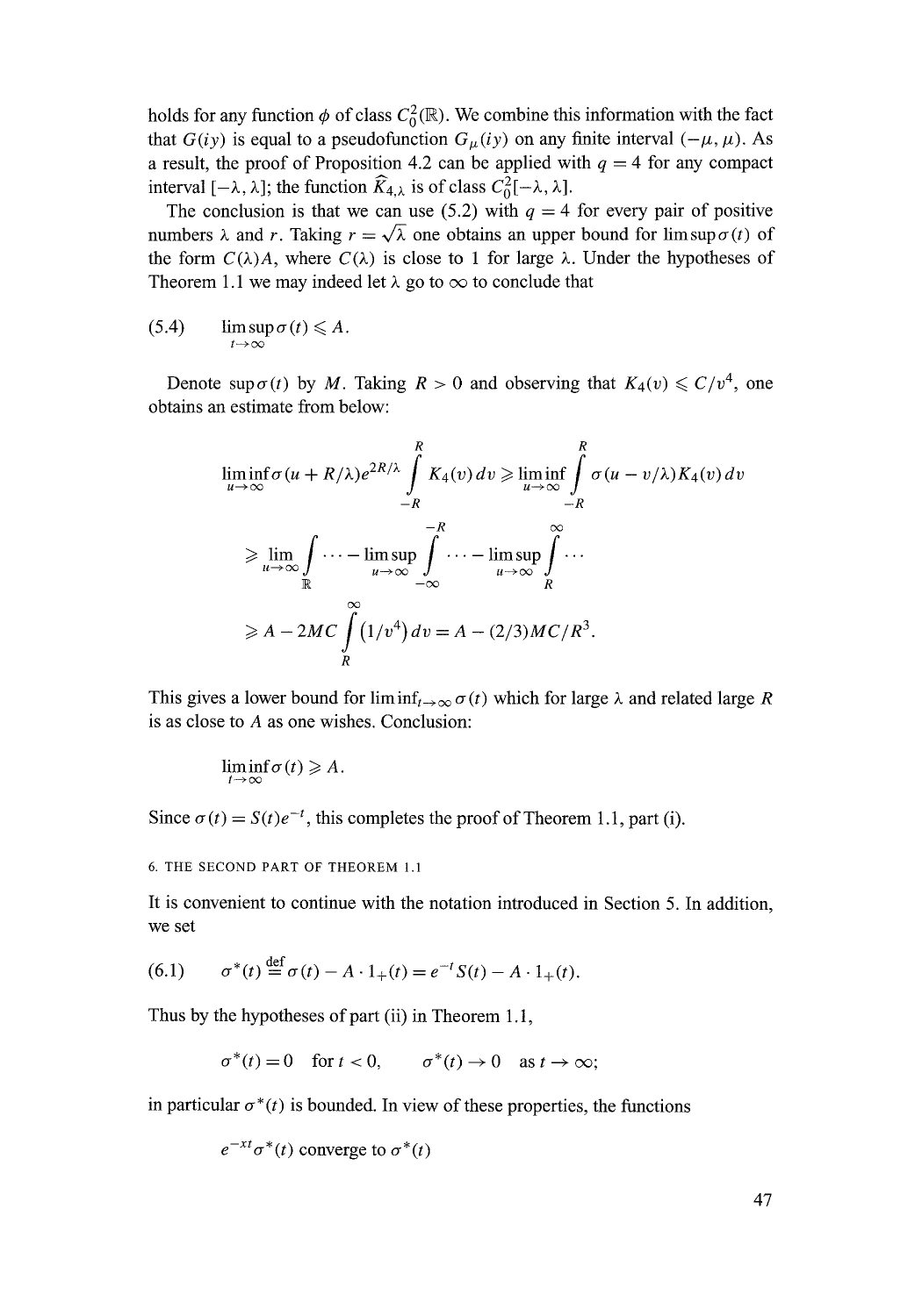holds for any function $\phi$ of class $C_0^2(\mathbb{R})$. We combine this information with the fact that $G(iy)$ is equal to a pseudofunction $G_\mu(iy)$ on any finite interval $(-\mu, \mu)$. As a result, the proof of Proposition 4.2 can be applied with $q = 4$ for any compact interval $[-\lambda, \lambda]$; the function $\widehat{K}_{4,\lambda}$ is of class $C_0^2[-\lambda, \lambda]$.

The conclusion is that we can use (5.2) with $q = 4$ for every pair of positive numbers $\lambda$ and $r$. Taking $r = \sqrt{\lambda}$ one obtains an upper bound for $\limsup \sigma(t)$ of the form $C(\lambda)A$, where $C(\lambda)$ is close to 1 for large $\lambda$. Under the hypotheses of Theorem 1.1 we may indeed let $\lambda$ go to $\infty$ to conclude that

$$\limsup_{t\to\infty} \sigma(t) \leqslant A. \tag{5.4}$$

Denote $\sup \sigma(t)$ by $M$. Taking $R > 0$ and observing that $K_4(v) \leqslant C/v^4$, one obtains an estimate from below:

$$\begin{aligned}
\liminf_{u\to\infty} \sigma(u + R/\lambda) e^{2R/\lambda} \int_{-R}^{R} K_4(v)\,dv &\geqslant \liminf_{u\to\infty} \int_{-R}^{R} \sigma(u - v/\lambda) K_4(v)\,dv \\
&\geqslant \lim_{u\to\infty} \int_{\mathbb{R}} \cdots - \limsup_{u\to\infty} \int_{-\infty}^{-R} \cdots - \limsup_{u\to\infty} \int_{R}^{\infty} \cdots \\
&\geqslant A - 2MC \int_{R}^{\infty} \left(1/v^4\right) dv = A - (2/3)MC/R^3.
\end{aligned}$$

This gives a lower bound for $\liminf_{t\to\infty} \sigma(t)$ which for large $\lambda$ and related large $R$ is as close to $A$ as one wishes. Conclusion:

$$\liminf_{t\to\infty} \sigma(t) \geqslant A.$$

Since $\sigma(t) = S(t)e^{-t}$, this completes the proof of Theorem 1.1, part (i).

## 6. THE SECOND PART OF THEOREM 1.1

It is convenient to continue with the notation introduced in Section 5. In addition, we set

$$\sigma^*(t) \stackrel{\text{def}}{=} \sigma(t) - A \cdot 1_+(t) = e^{-t} S(t) - A \cdot 1_+(t). \tag{6.1}$$

Thus by the hypotheses of part (ii) in Theorem 1.1,

$$\sigma^*(t) = 0 \quad \text{for } t < 0, \qquad \sigma^*(t) \to 0 \quad \text{as } t \to \infty;$$

in particular $\sigma^*(t)$ is bounded. In view of these properties, the functions

$$e^{-xt}\sigma^*(t) \text{ converge to } \sigma^*(t)$$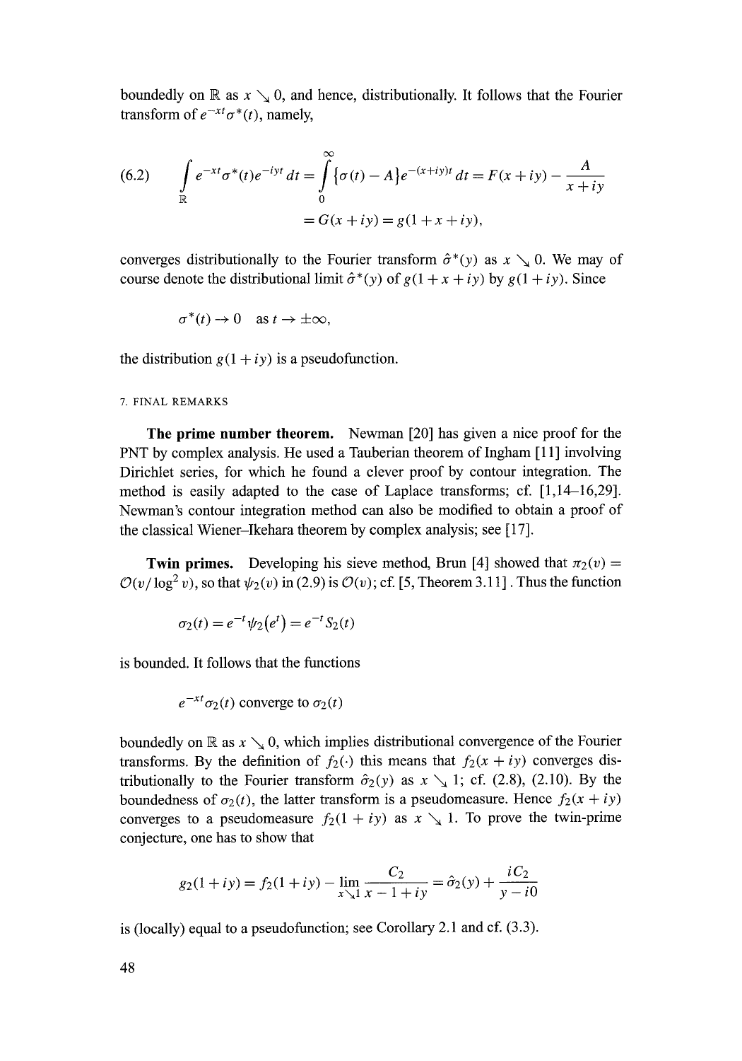boundedly on $\mathbb{R}$ as $x \searrow 0$, and hence, distributionally. It follows that the Fourier transform of $e^{-xt}\sigma^*(t)$, namely,

$$
\begin{aligned}
(6.2) \qquad \int_{\mathbb{R}} e^{-xt}\sigma^*(t)e^{-iyt}\,dt &= \int_0^\infty \{\sigma(t) - A\}e^{-(x+iy)t}\,dt = F(x+iy) - \frac{A}{x+iy} \\
&= G(x+iy) = g(1+x+iy),
\end{aligned}
$$

converges distributionally to the Fourier transform $\hat{\sigma}^*(y)$ as $x \searrow 0$. We may of course denote the distributional limit $\hat{\sigma}^*(y)$ of $g(1+x+iy)$ by $g(1+iy)$. Since

$$\sigma^*(t) \to 0 \quad \text{as } t \to \pm\infty,$$

the distribution $g(1+iy)$ is a pseudofunction.

## 7. FINAL REMARKS

**The prime number theorem.** Newman [20] has given a nice proof for the PNT by complex analysis. He used a Tauberian theorem of Ingham [11] involving Dirichlet series, for which he found a clever proof by contour integration. The method is easily adapted to the case of Laplace transforms; cf. [1,14–16,29]. Newman's contour integration method can also be modified to obtain a proof of the classical Wiener–Ikehara theorem by complex analysis; see [17].

**Twin primes.** Developing his sieve method, Brun [4] showed that $\pi_2(v) = \mathcal{O}(v/\log^2 v)$, so that $\psi_2(v)$ in (2.9) is $\mathcal{O}(v)$; cf. [5, Theorem 3.11]. Thus the function

$$\sigma_2(t) = e^{-t}\psi_2(e^t) = e^{-t}S_2(t)$$

is bounded. It follows that the functions

$$e^{-xt}\sigma_2(t) \text{ converge to } \sigma_2(t)$$

boundedly on $\mathbb{R}$ as $x \searrow 0$, which implies distributional convergence of the Fourier transforms. By the definition of $f_2(\cdot)$ this means that $f_2(x+iy)$ converges distributionally to the Fourier transform $\hat{\sigma}_2(y)$ as $x \searrow 1$; cf. (2.8), (2.10). By the boundedness of $\sigma_2(t)$, the latter transform is a pseudomeasure. Hence $f_2(x+iy)$ converges to a pseudomeasure $f_2(1+iy)$ as $x \searrow 1$. To prove the twin-prime conjecture, one has to show that

$$g_2(1+iy) = f_2(1+iy) - \lim_{x \searrow 1} \frac{C_2}{x-1+iy} = \hat{\sigma}_2(y) + \frac{iC_2}{y-i0}$$

is (locally) equal to a pseudofunction; see Corollary 2.1 and cf. (3.3).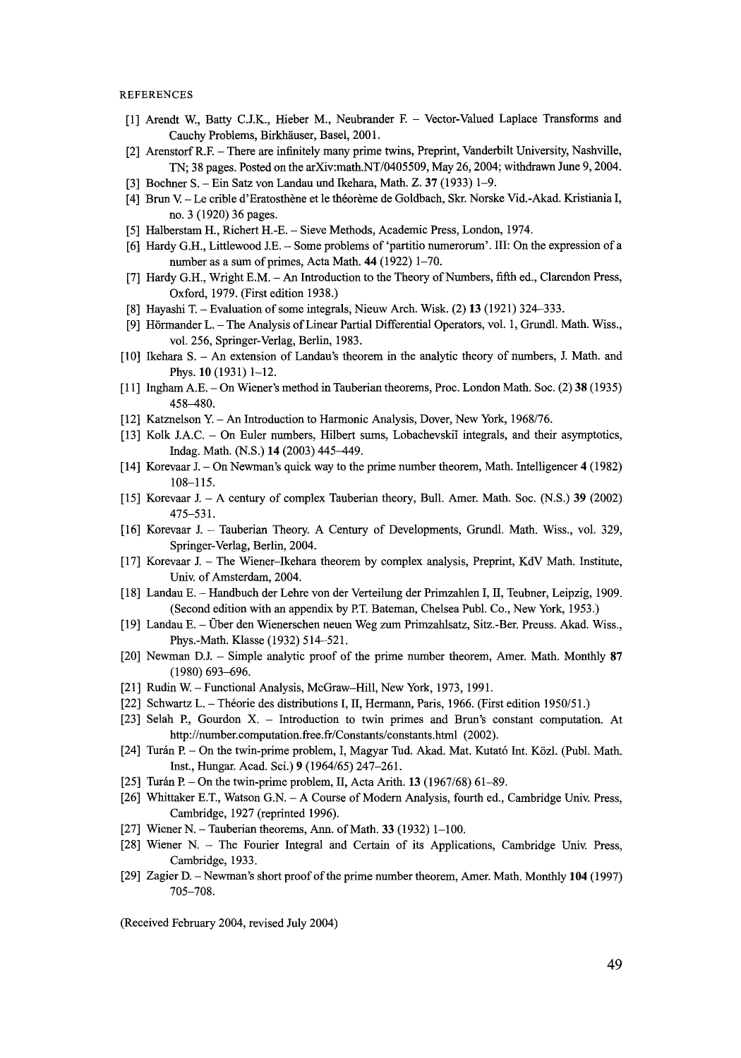REFERENCES

[1] Arendt W., Batty C.J.K., Hieber M., Neubrander F. – Vector-Valued Laplace Transforms and Cauchy Problems, Birkhäuser, Basel, 2001.

[2] Arenstorf R.F. – There are infinitely many prime twins, Preprint, Vanderbilt University, Nashville, TN; 38 pages. Posted on the arXiv:math.NT/0405509, May 26, 2004; withdrawn June 9, 2004.

[3] Bochner S. – Ein Satz von Landau und Ikehara, Math. Z. **37** (1933) 1–9.

[4] Brun V. – Le crible d'Eratosthène et le théorème de Goldbach, Skr. Norske Vid.-Akad. Kristiania I, no. 3 (1920) 36 pages.

[5] Halberstam H., Richert H.-E. – Sieve Methods, Academic Press, London, 1974.

[6] Hardy G.H., Littlewood J.E. – Some problems of 'partitio numerorum'. III: On the expression of a number as a sum of primes, Acta Math. **44** (1922) 1–70.

[7] Hardy G.H., Wright E.M. – An Introduction to the Theory of Numbers, fifth ed., Clarendon Press, Oxford, 1979. (First edition 1938.)

[8] Hayashi T. – Evaluation of some integrals, Nieuw Arch. Wisk. (2) **13** (1921) 324–333.

[9] Hörmander L. – The Analysis of Linear Partial Differential Operators, vol. 1, Grundl. Math. Wiss., vol. 256, Springer-Verlag, Berlin, 1983.

[10] Ikehara S. – An extension of Landau's theorem in the analytic theory of numbers, J. Math. and Phys. **10** (1931) 1–12.

[11] Ingham A.E. – On Wiener's method in Tauberian theorems, Proc. London Math. Soc. (2) **38** (1935) 458–480.

[12] Katznelson Y. – An Introduction to Harmonic Analysis, Dover, New York, 1968/76.

[13] Kolk J.A.C. – On Euler numbers, Hilbert sums, Lobachevskiĭ integrals, and their asymptotics, Indag. Math. (N.S.) **14** (2003) 445–449.

[14] Korevaar J. – On Newman's quick way to the prime number theorem, Math. Intelligencer **4** (1982) 108–115.

[15] Korevaar J. – A century of complex Tauberian theory, Bull. Amer. Math. Soc. (N.S.) **39** (2002) 475–531.

[16] Korevaar J. – Tauberian Theory. A Century of Developments, Grundl. Math. Wiss., vol. 329, Springer-Verlag, Berlin, 2004.

[17] Korevaar J. – The Wiener–Ikehara theorem by complex analysis, Preprint, KdV Math. Institute, Univ. of Amsterdam, 2004.

[18] Landau E. – Handbuch der Lehre von der Verteilung der Primzahlen I, II, Teubner, Leipzig, 1909. (Second edition with an appendix by P.T. Bateman, Chelsea Publ. Co., New York, 1953.)

[19] Landau E. – Über den Wienerschen neuen Weg zum Primzahlsatz, Sitz.-Ber. Preuss. Akad. Wiss., Phys.-Math. Klasse (1932) 514–521.

[20] Newman D.J. – Simple analytic proof of the prime number theorem, Amer. Math. Monthly **87** (1980) 693–696.

[21] Rudin W. – Functional Analysis, McGraw–Hill, New York, 1973, 1991.

[22] Schwartz L. – Théorie des distributions I, II, Hermann, Paris, 1966. (First edition 1950/51.)

[23] Selah P., Gourdon X. – Introduction to twin primes and Brun's constant computation. At http://number.computation.free.fr/Constants/constants.html (2002).

[24] Turán P. – On the twin-prime problem, I, Magyar Tud. Akad. Mat. Kutató Int. Közl. (Publ. Math. Inst., Hungar. Acad. Sci.) **9** (1964/65) 247–261.

[25] Turán P. – On the twin-prime problem, II, Acta Arith. **13** (1967/68) 61–89.

[26] Whittaker E.T., Watson G.N. – A Course of Modern Analysis, fourth ed., Cambridge Univ. Press, Cambridge, 1927 (reprinted 1996).

[27] Wiener N. – Tauberian theorems, Ann. of Math. **33** (1932) 1–100.

[28] Wiener N. – The Fourier Integral and Certain of its Applications, Cambridge Univ. Press, Cambridge, 1933.

[29] Zagier D. – Newman's short proof of the prime number theorem, Amer. Math. Monthly **104** (1997) 705–708.

(Received February 2004, revised July 2004)